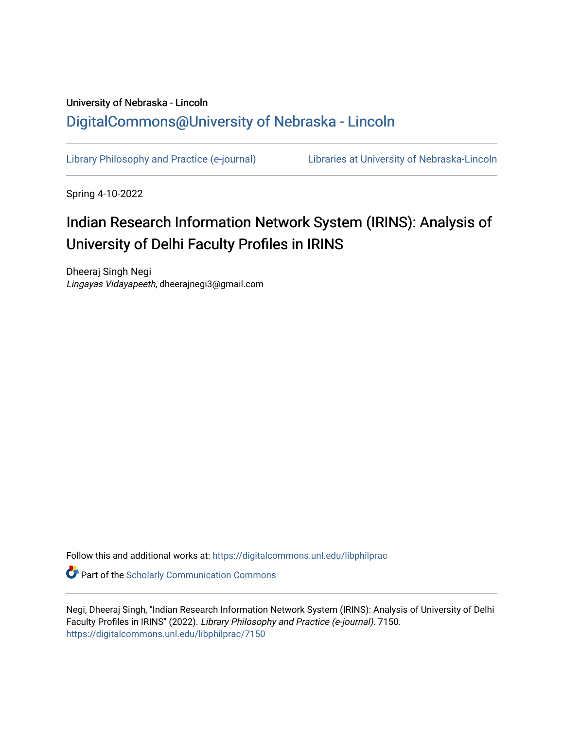University of Nebraska - Lincoln

[DigitalCommons@University of Nebraska - Lincoln](https://digitalcommons.unl.edu)

[Library Philosophy and Practice (e-journal)](https://digitalcommons.unl.edu/libphilprac) | [Libraries at University of Nebraska-Lincoln](https://digitalcommons.unl.edu/libraries)

Spring 4-10-2022

# Indian Research Information Network System (IRINS): Analysis of University of Delhi Faculty Profiles in IRINS

Dheeraj Singh Negi
*Lingayas Vidayapeeth*, dheerajnegi3@gmail.com

Follow this and additional works at: https://digitalcommons.unl.edu/libphilprac

Part of the Scholarly Communication Commons

Negi, Dheeraj Singh, "Indian Research Information Network System (IRINS): Analysis of University of Delhi Faculty Profiles in IRINS" (2022). *Library Philosophy and Practice (e-journal)*. 7150.
https://digitalcommons.unl.edu/libphilprac/7150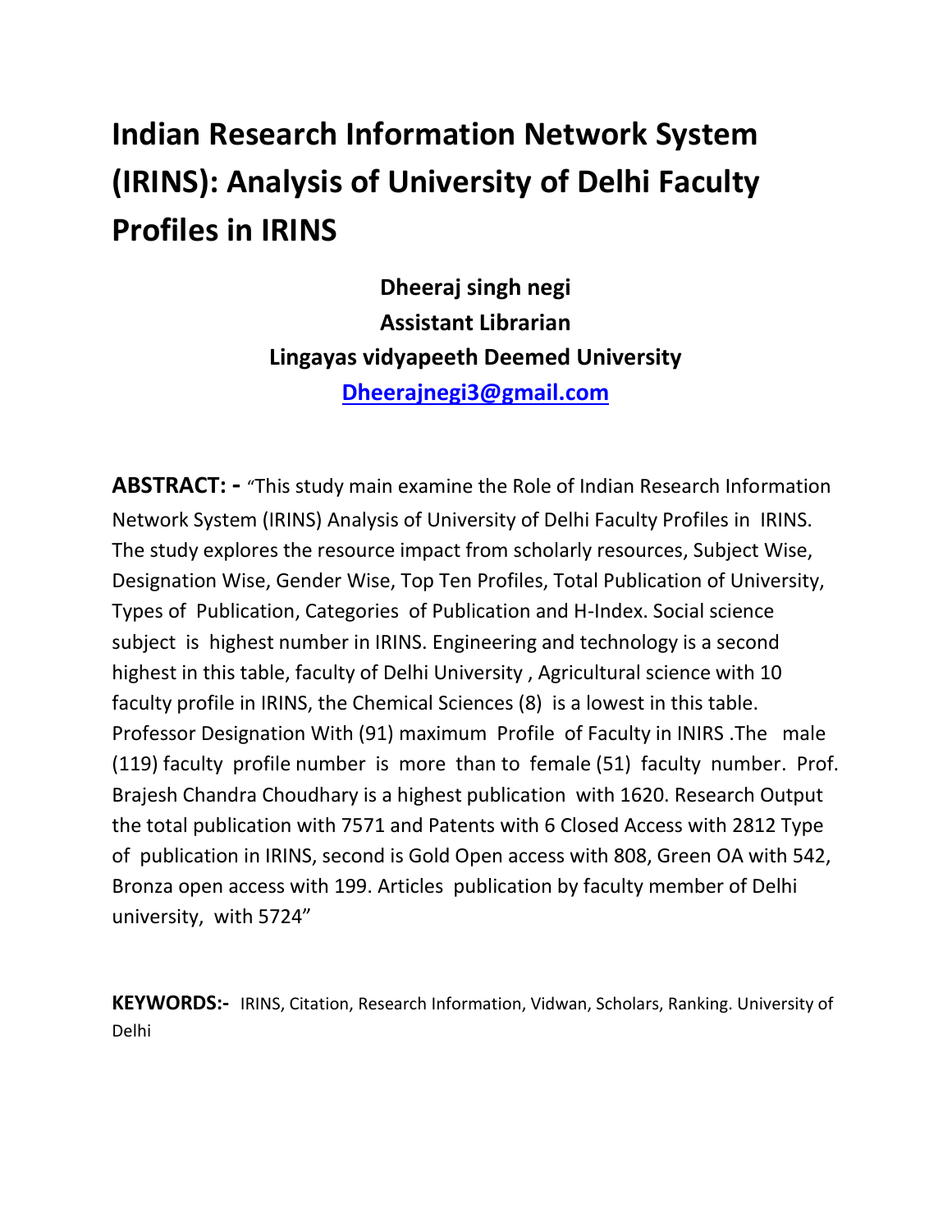# Indian Research Information Network System (IRINS): Analysis of University of Delhi Faculty Profiles in IRINS

**Dheeraj singh negi**
**Assistant Librarian**
**Lingayas vidyapeeth Deemed University**
**[Dheerajnegi3@gmail.com](mailto:Dheerajnegi3@gmail.com)**

**ABSTRACT: -** "This study main examine the Role of Indian Research Information Network System (IRINS) Analysis of University of Delhi Faculty Profiles in IRINS. The study explores the resource impact from scholarly resources, Subject Wise, Designation Wise, Gender Wise, Top Ten Profiles, Total Publication of University, Types of Publication, Categories of Publication and H-Index. Social science subject is highest number in IRINS. Engineering and technology is a second highest in this table, faculty of Delhi University , Agricultural science with 10 faculty profile in IRINS, the Chemical Sciences (8) is a lowest in this table. Professor Designation With (91) maximum Profile of Faculty in INIRS .The male (119) faculty profile number is more than to female (51) faculty number. Prof. Brajesh Chandra Choudhary is a highest publication with 1620. Research Output the total publication with 7571 and Patents with 6 Closed Access with 2812 Type of publication in IRINS, second is Gold Open access with 808, Green OA with 542, Bronza open access with 199. Articles publication by faculty member of Delhi university, with 5724"

**KEYWORDS:-** IRINS, Citation, Research Information, Vidwan, Scholars, Ranking. University of Delhi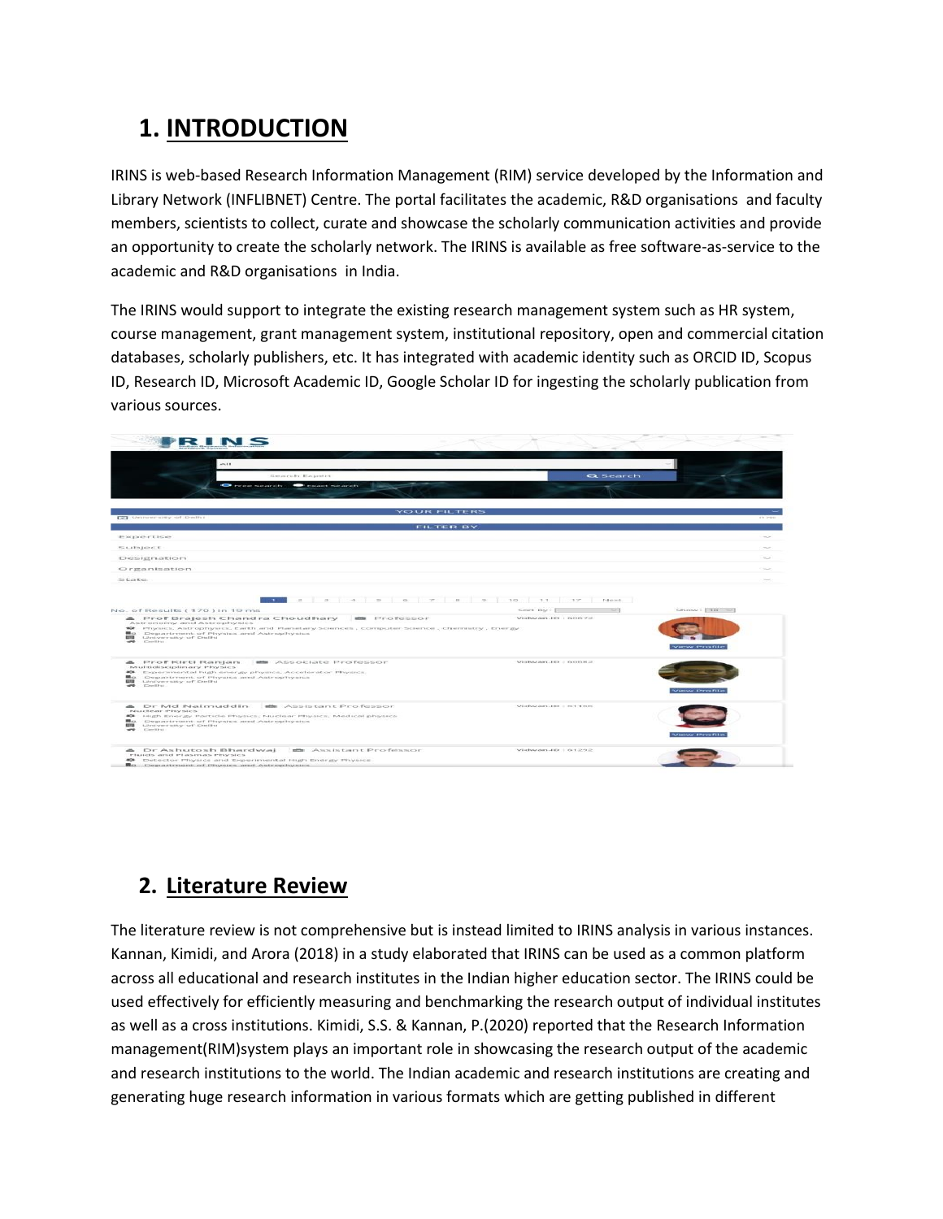# 1. INTRODUCTION

IRINS is web-based Research Information Management (RIM) service developed by the Information and Library Network (INFLIBNET) Centre. The portal facilitates the academic, R&D organisations and faculty members, scientists to collect, curate and showcase the scholarly communication activities and provide an opportunity to create the scholarly network. The IRINS is available as free software-as-service to the academic and R&D organisations in India.

The IRINS would support to integrate the existing research management system such as HR system, course management, grant management system, institutional repository, open and commercial citation databases, scholarly publishers, etc. It has integrated with academic identity such as ORCID ID, Scopus ID, Research ID, Microsoft Academic ID, Google Scholar ID for ingesting the scholarly publication from various sources.

# 2. Literature Review

The literature review is not comprehensive but is instead limited to IRINS analysis in various instances. Kannan, Kimidi, and Arora (2018) in a study elaborated that IRINS can be used as a common platform across all educational and research institutes in the Indian higher education sector. The IRINS could be used effectively for efficiently measuring and benchmarking the research output of individual institutes as well as a cross institutions. Kimidi, S.S. & Kannan, P.(2020) reported that the Research Information management(RIM)system plays an important role in showcasing the research output of the academic and research institutions to the world. The Indian academic and research institutions are creating and generating huge research information in various formats which are getting published in different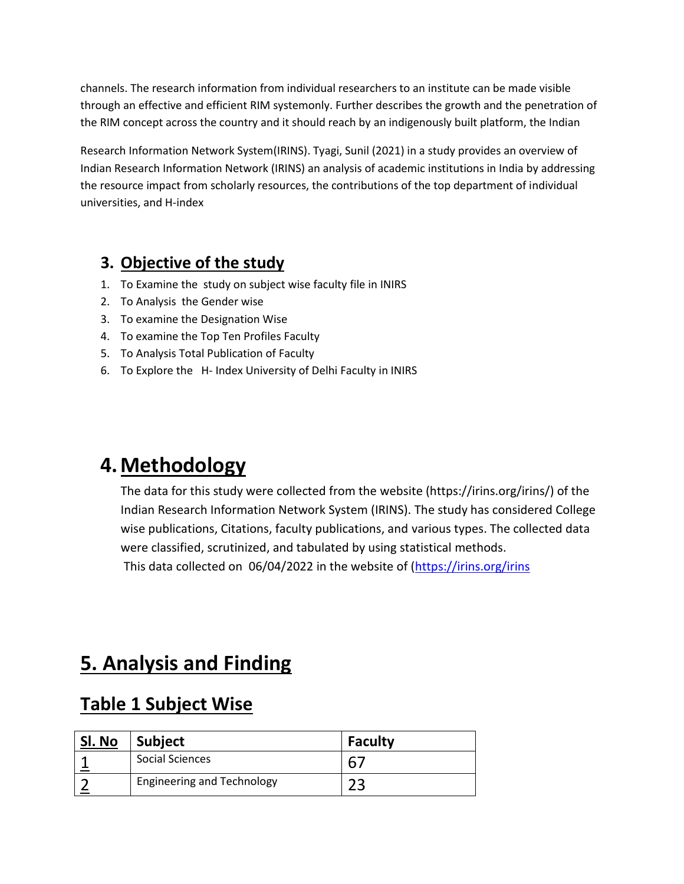channels. The research information from individual researchers to an institute can be made visible through an effective and efficient RIM systemonly. Further describes the growth and the penetration of the RIM concept across the country and it should reach by an indigenously built platform, the Indian

Research Information Network System(IRINS). Tyagi, Sunil (2021) in a study provides an overview of Indian Research Information Network (IRINS) an analysis of academic institutions in India by addressing the resource impact from scholarly resources, the contributions of the top department of individual universities, and H-index

## 3. Objective of the study

1. To Examine the study on subject wise faculty file in INIRS
2. To Analysis the Gender wise
3. To examine the Designation Wise
4. To examine the Top Ten Profiles Faculty
5. To Analysis Total Publication of Faculty
6. To Explore the H- Index University of Delhi Faculty in INIRS

# 4. Methodology

The data for this study were collected from the website (https://irins.org/irins/) of the Indian Research Information Network System (IRINS). The study has considered College wise publications, Citations, faculty publications, and various types. The collected data were classified, scrutinized, and tabulated by using statistical methods.
This data collected on 06/04/2022 in the website of (https://irins.org/irins

# 5. Analysis and Finding

## Table 1 Subject Wise

| Sl. No | Subject | Faculty |
|---|---|---|
| 1 | Social Sciences | 67 |
| 2 | Engineering and Technology | 23 |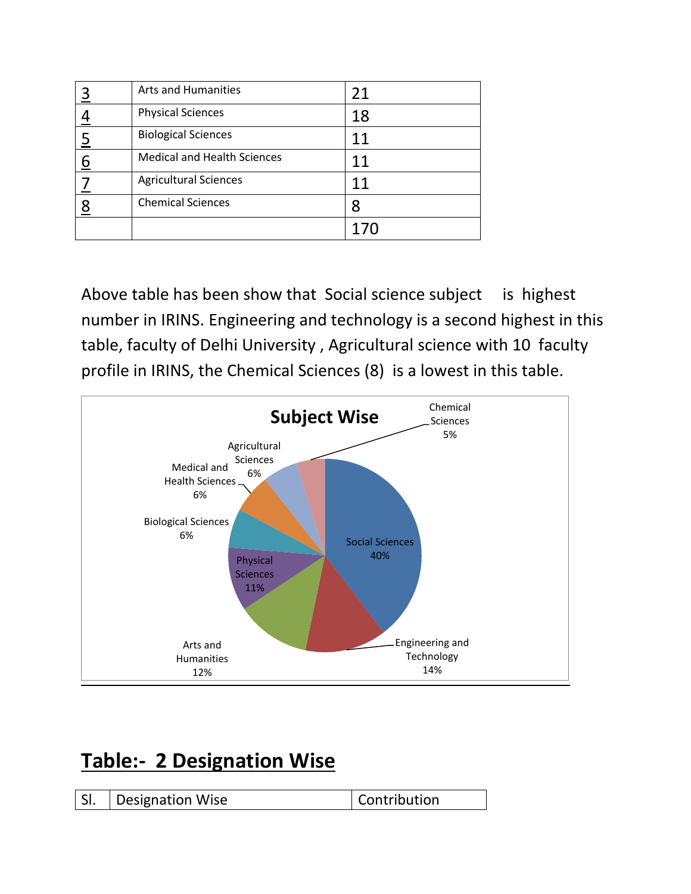| 3 | Arts and Humanities | 21 |
|---|---|---|
| 4 | Physical Sciences | 18 |
| 5 | Biological Sciences | 11 |
| 6 | Medical and Health Sciences | 11 |
| 7 | Agricultural Sciences | 11 |
| 8 | Chemical Sciences | 8 |
| | | 170 |

Above table has been show that Social science subject is highest number in IRINS. Engineering and technology is a second highest in this table, faculty of Delhi University , Agricultural science with 10 faculty profile in IRINS, the Chemical Sciences (8) is a lowest in this table.

**Subject Wise**

| Subject | Share |
|---|---|
| Social Sciences | 40% |
| Engineering and Technology | 14% |
| Arts and Humanities | 12% |
| Physical Sciences | 11% |
| Biological Sciences | 6% |
| Medical and Health Sciences | 6% |
| Agricultural Sciences | 6% |
| Chemical Sciences | 5% |

## Table:- 2 Designation Wise

| Sl. | Designation Wise | Contribution |
|---|---|---|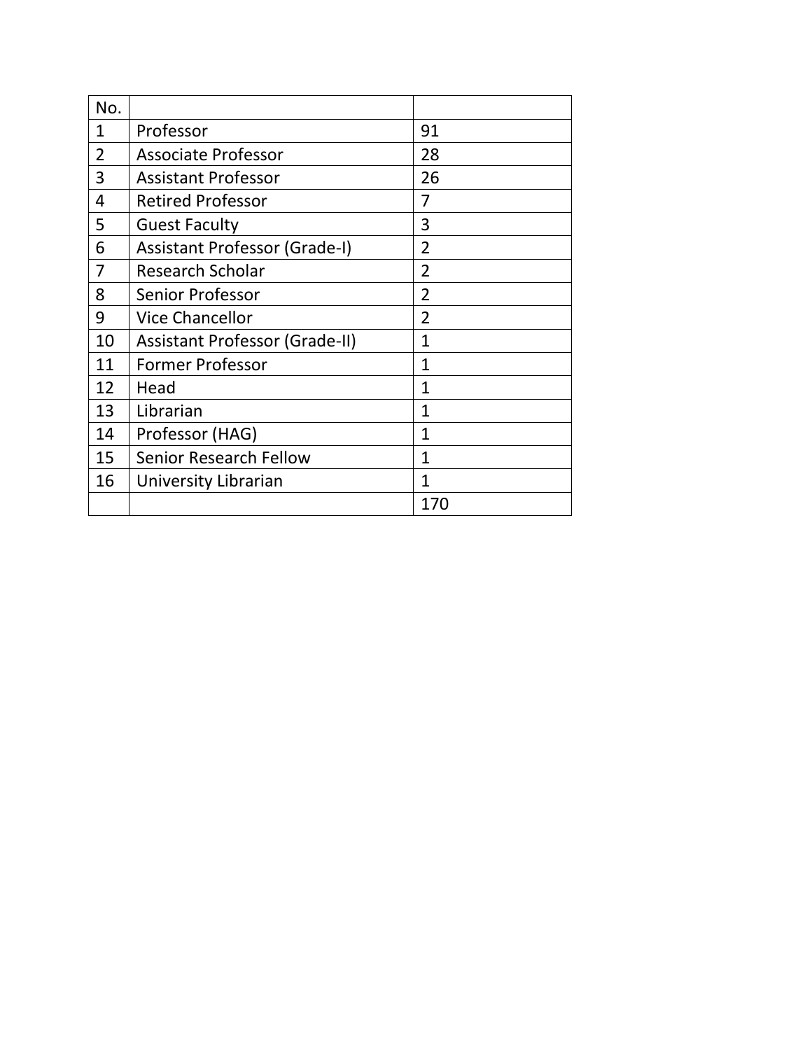| No. | | |
|---|---|---|
| 1 | Professor | 91 |
| 2 | Associate Professor | 28 |
| 3 | Assistant Professor | 26 |
| 4 | Retired Professor | 7 |
| 5 | Guest Faculty | 3 |
| 6 | Assistant Professor (Grade-I) | 2 |
| 7 | Research Scholar | 2 |
| 8 | Senior Professor | 2 |
| 9 | Vice Chancellor | 2 |
| 10 | Assistant Professor (Grade-II) | 1 |
| 11 | Former Professor | 1 |
| 12 | Head | 1 |
| 13 | Librarian | 1 |
| 14 | Professor (HAG) | 1 |
| 15 | Senior Research Fellow | 1 |
| 16 | University Librarian | 1 |
| | | 170 |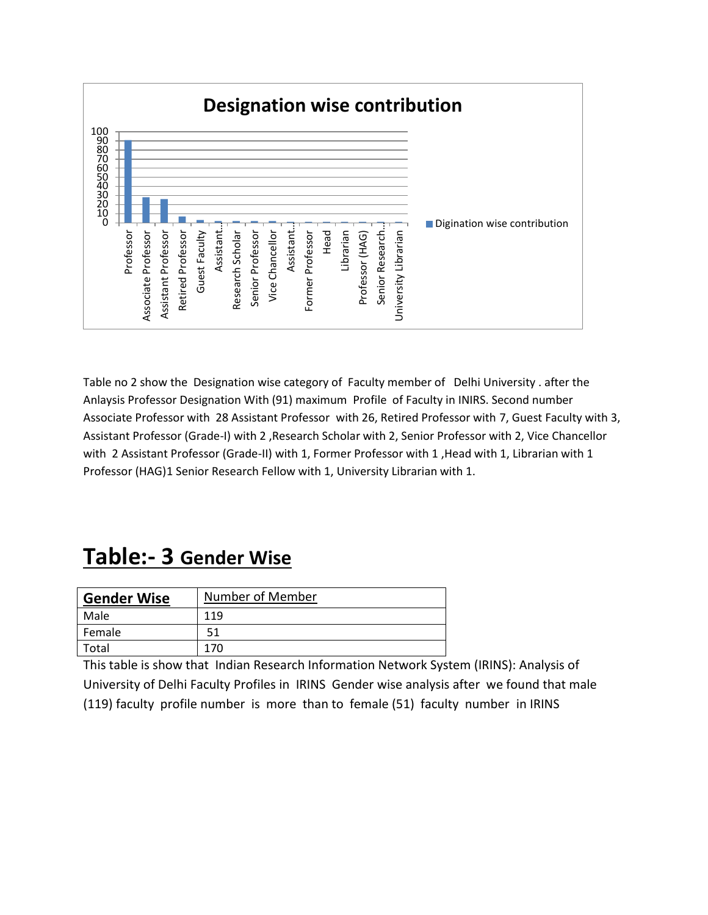Table no 2 show the Designation wise category of Faculty member of Delhi University . after the Anlaysis Professor Designation With (91) maximum Profile of Faculty in INIRS. Second number Associate Professor with 28 Assistant Professor with 26, Retired Professor with 7, Guest Faculty with 3, Assistant Professor (Grade-I) with 2 ,Research Scholar with 2, Senior Professor with 2, Vice Chancellor with 2 Assistant Professor (Grade-II) with 1, Former Professor with 1 ,Head with 1, Librarian with 1 Professor (HAG)1 Senior Research Fellow with 1, University Librarian with 1.

## Table:- 3 Gender Wise

| Gender Wise | Number of Member |
|---|---|
| Male | 119 |
| Female | 51 |
| Total | 170 |

This table is show that Indian Research Information Network System (IRINS): Analysis of University of Delhi Faculty Profiles in IRINS Gender wise analysis after we found that male (119) faculty profile number is more than to female (51) faculty number in IRINS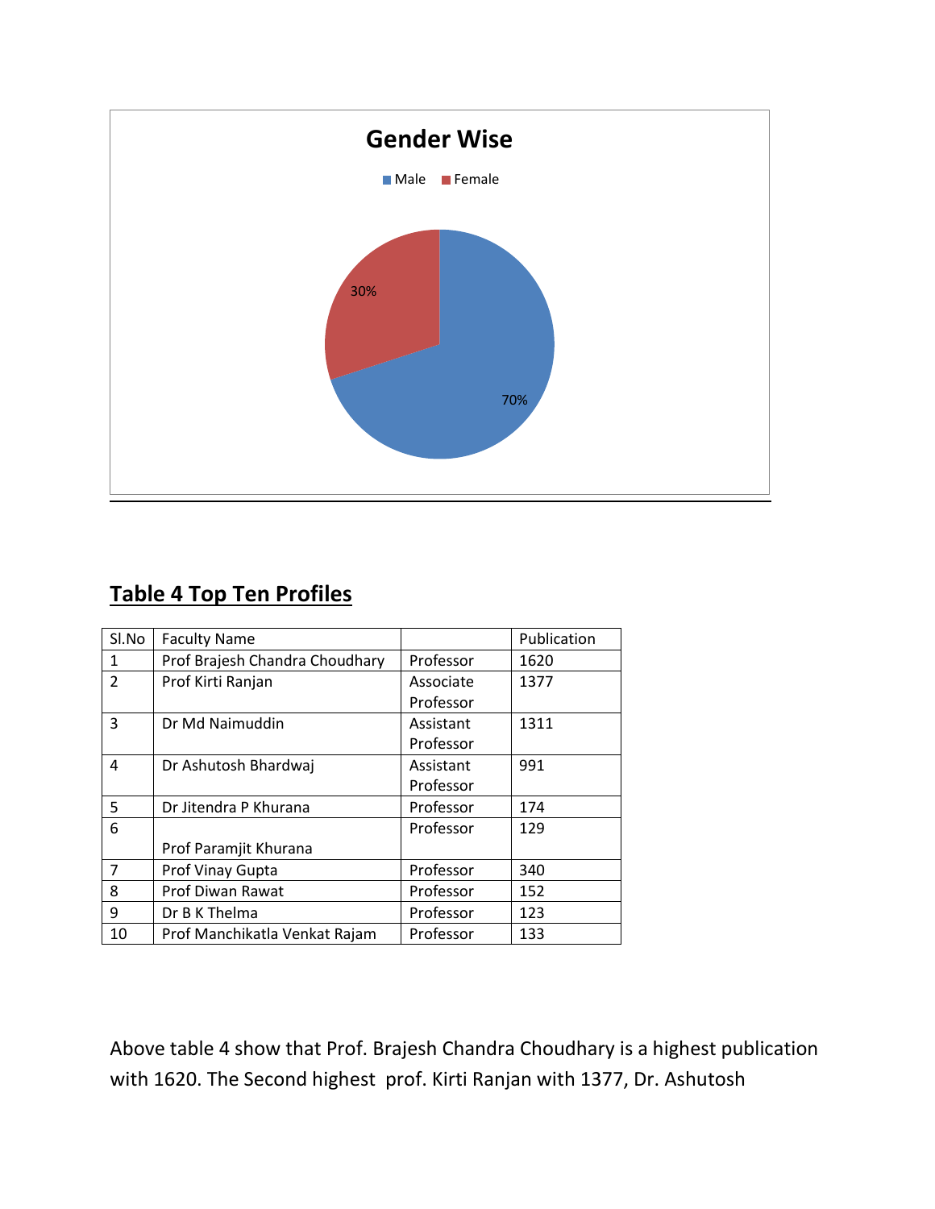**Gender Wise**

Male | Female

30%

70%

## Table 4 Top Ten Profiles

| Sl.No | Faculty Name | | Publication |
|---|---|---|---|
| 1 | Prof Brajesh Chandra Choudhary | Professor | 1620 |
| 2 | Prof Kirti Ranjan | Associate Professor | 1377 |
| 3 | Dr Md Naimuddin | Assistant Professor | 1311 |
| 4 | Dr Ashutosh Bhardwaj | Assistant Professor | 991 |
| 5 | Dr Jitendra P Khurana | Professor | 174 |
| 6 | Prof Paramjit Khurana | Professor | 129 |
| 7 | Prof Vinay Gupta | Professor | 340 |
| 8 | Prof Diwan Rawat | Professor | 152 |
| 9 | Dr B K Thelma | Professor | 123 |
| 10 | Prof Manchikatla Venkat Rajam | Professor | 133 |

Above table 4 show that Prof. Brajesh Chandra Choudhary is a highest publication with 1620. The Second highest prof. Kirti Ranjan with 1377, Dr. Ashutosh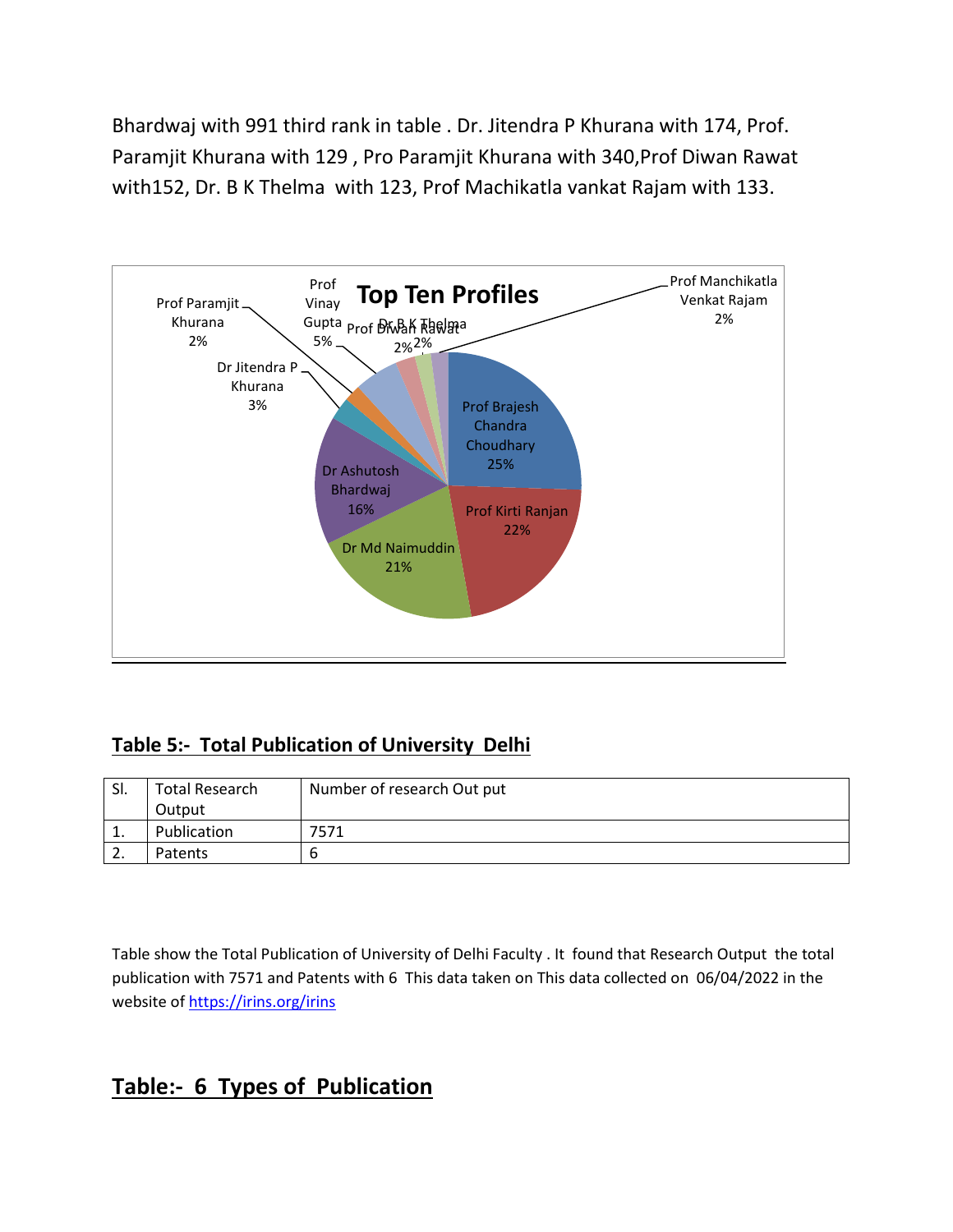Bhardwaj with 991 third rank in table . Dr. Jitendra P Khurana with 174, Prof. Paramjit Khurana with 129 , Pro Paramjit Khurana with 340,Prof Diwan Rawat with152, Dr. B K Thelma with 123, Prof Machikatla vankat Rajam with 133.

**Top Ten Profiles**

| Profile | Share |
|---|---|
| Prof Brajesh Chandra Choudhary | 25% |
| Prof Kirti Ranjan | 22% |
| Dr Md Naimuddin | 21% |
| Dr Ashutosh Bhardwaj | 16% |
| Dr Jitendra P Khurana | 3% |
| Prof Paramjit Khurana | 2% |
| Prof Vinay Gupta | 5% |
| Prof Diwan Rawat | 2% |
| Dr B K Thelma | 2% |
| Prof Manchikatla Venkat Rajam | 2% |

## Table 5:- Total Publication of University Delhi

| Sl. | Total Research Output | Number of research Out put |
|---|---|---|
| 1. | Publication | 7571 |
| 2. | Patents | 6 |

Table show the Total Publication of University of Delhi Faculty . It found that Research Output the total publication with 7571 and Patents with 6 This data taken on This data collected on 06/04/2022 in the website of https://irins.org/irins

## Table:- 6 Types of Publication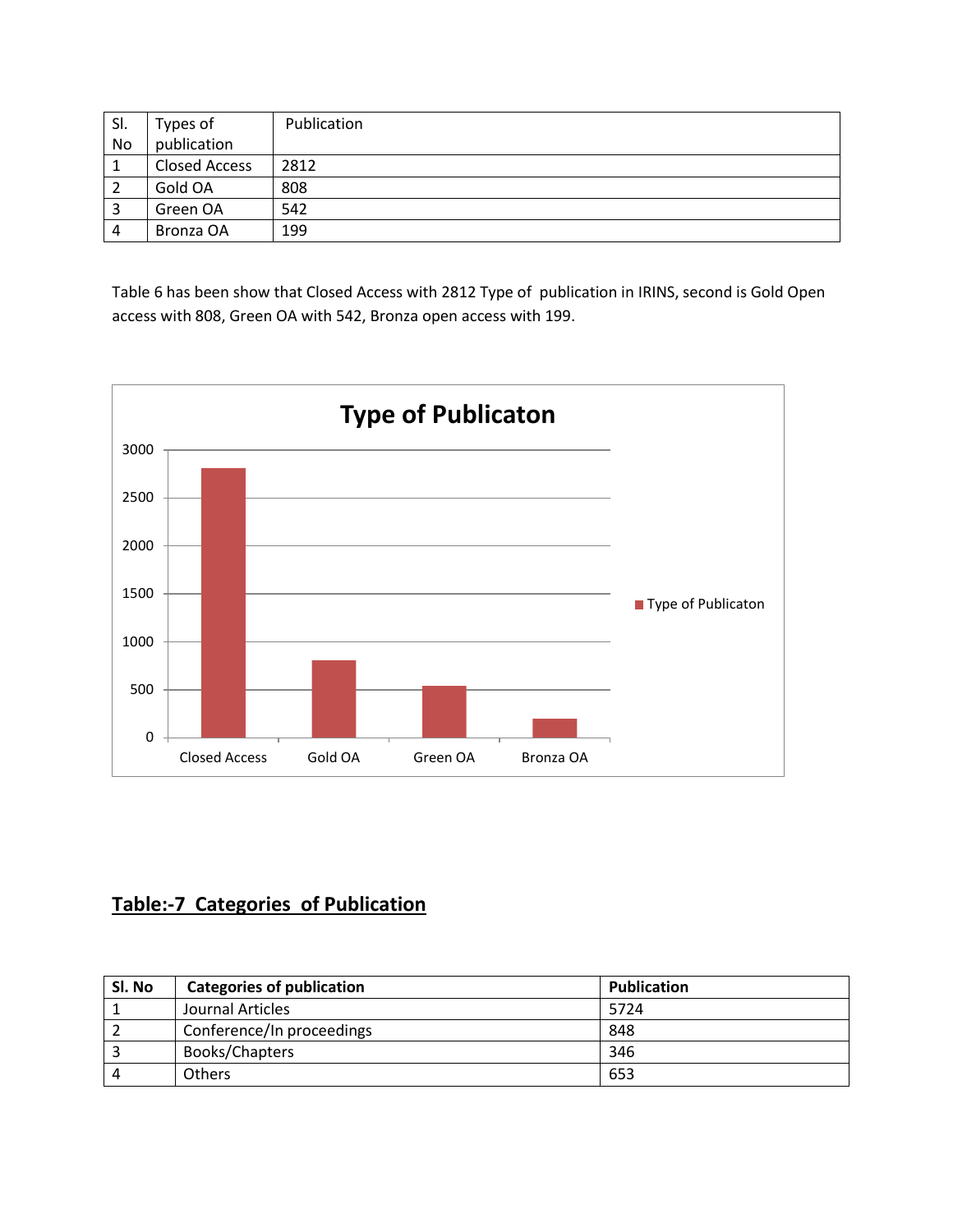| Sl. No | Types of publication | Publication |
|---|---|---|
| 1 | Closed Access | 2812 |
| 2 | Gold OA | 808 |
| 3 | Green OA | 542 |
| 4 | Bronza OA | 199 |

Table 6 has been show that Closed Access with 2812 Type of publication in IRINS, second is Gold Open access with 808, Green OA with 542, Bronza open access with 199.

## Table:-7 Categories of Publication

| Sl. No | Categories of publication | Publication |
|---|---|---|
| 1 | Journal Articles | 5724 |
| 2 | Conference/In proceedings | 848 |
| 3 | Books/Chapters | 346 |
| 4 | Others | 653 |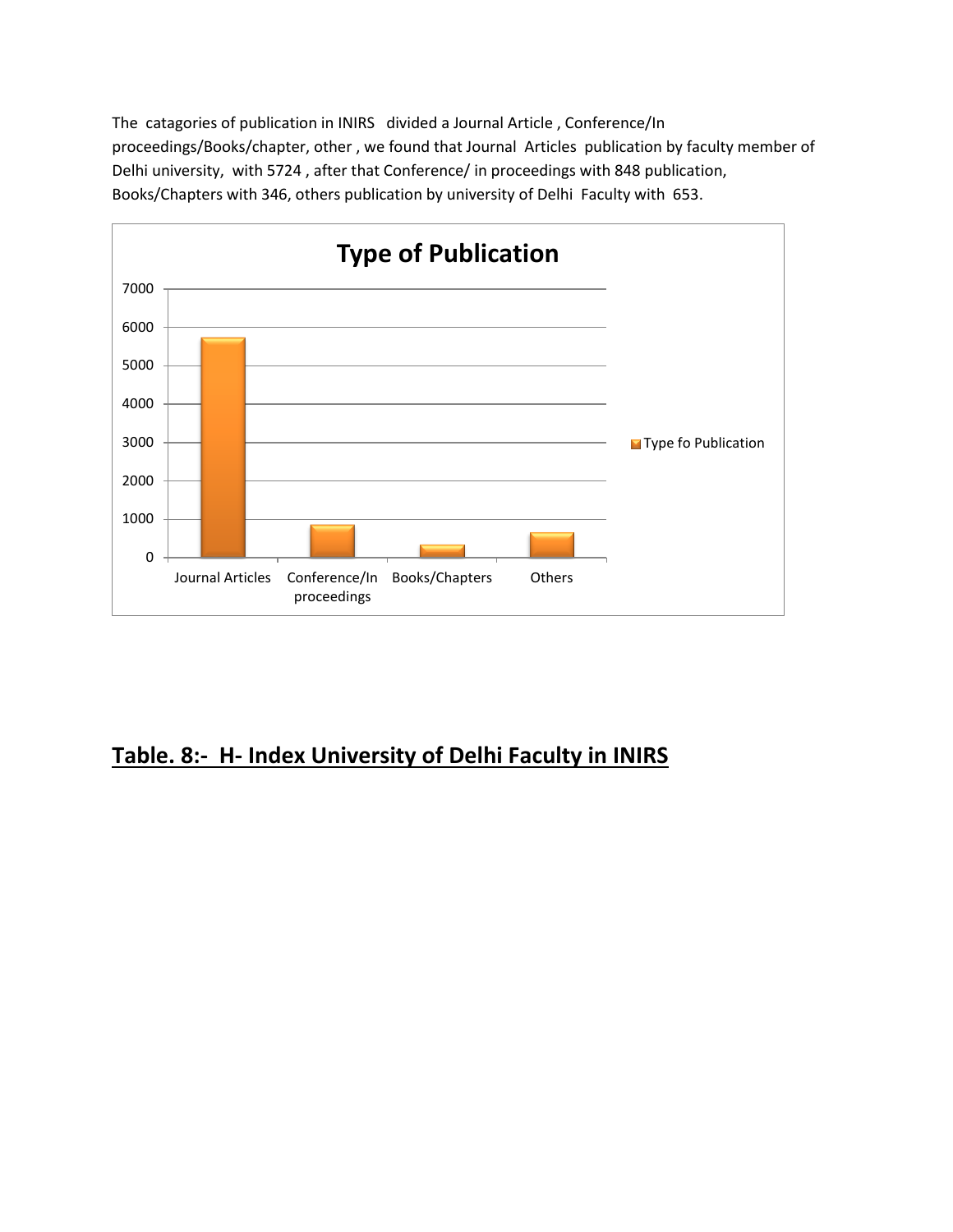The catagories of publication in INIRS divided a Journal Article , Conference/In proceedings/Books/chapter, other , we found that Journal Articles publication by faculty member of Delhi university, with 5724 , after that Conference/ in proceedings with 848 publication, Books/Chapters with 346, others publication by university of Delhi Faculty with 653.

**Type of Publication**

| | Type fo Publication |
|---|---|
| Journal Articles | 5724 |
| Conference/In proceedings | 848 |
| Books/Chapters | 346 |
| Others | 653 |

## Table. 8:- H- Index University of Delhi Faculty in INIRS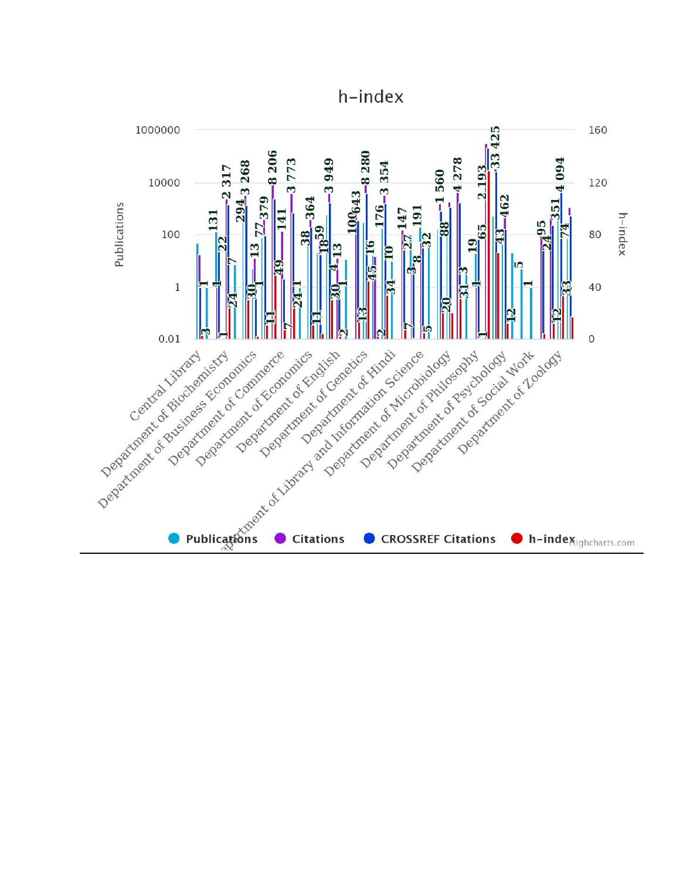h-index

Publications | h-index

Central Library, Department of Biochemistry, Department of Business Economics, Department of Commerce, Department of Economics, Department of English, Department of Genetics, Department of Hindi, Department of Library and Information Science, Department of Microbiology, Department of Philosophy, Department of Psychology, Department of Social Work, Department of Zoology

Publications | Citations | CROSSREF Citations | h-index

Highcharts.com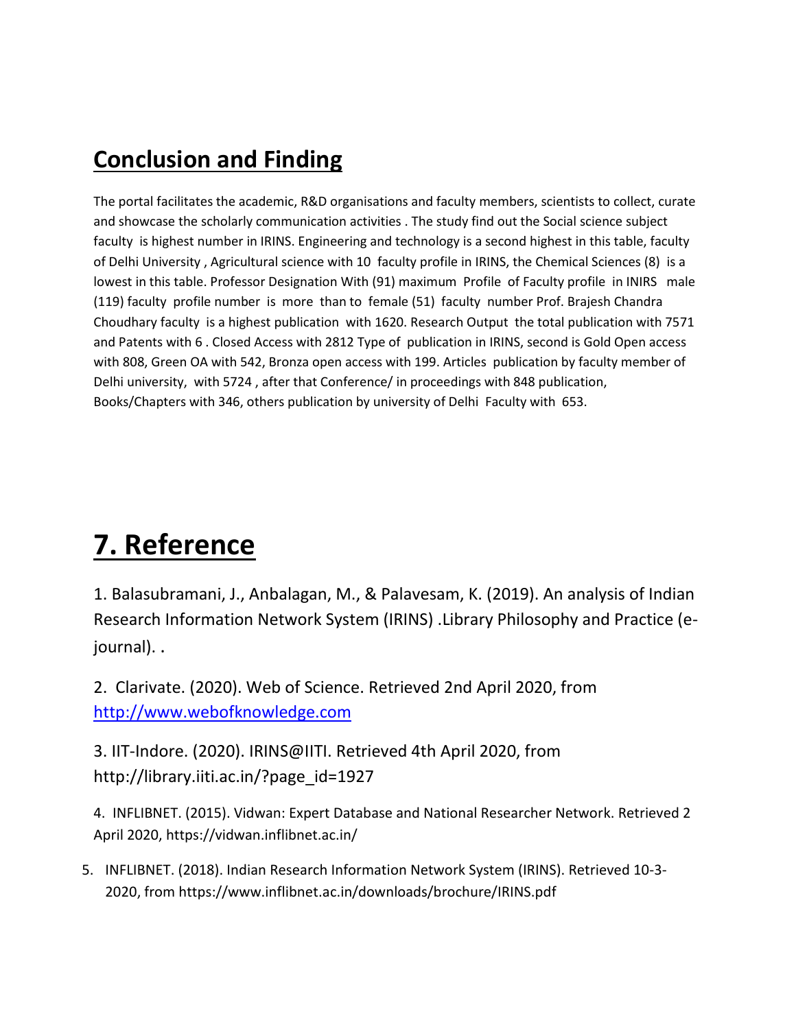## Conclusion and Finding

The portal facilitates the academic, R&D organisations and faculty members, scientists to collect, curate and showcase the scholarly communication activities . The study find out the Social science subject faculty is highest number in IRINS. Engineering and technology is a second highest in this table, faculty of Delhi University , Agricultural science with 10 faculty profile in IRINS, the Chemical Sciences (8) is a lowest in this table. Professor Designation With (91) maximum Profile of Faculty profile in INIRS male (119) faculty profile number is more than to female (51) faculty number Prof. Brajesh Chandra Choudhary faculty is a highest publication with 1620. Research Output the total publication with 7571 and Patents with 6 . Closed Access with 2812 Type of publication in IRINS, second is Gold Open access with 808, Green OA with 542, Bronza open access with 199. Articles publication by faculty member of Delhi university, with 5724 , after that Conference/ in proceedings with 848 publication, Books/Chapters with 346, others publication by university of Delhi Faculty with 653.

## 7. Reference

1. Balasubramani, J., Anbalagan, M., & Palavesam, K. (2019). An analysis of Indian Research Information Network System (IRINS) .Library Philosophy and Practice (e-journal). .

2. Clarivate. (2020). Web of Science. Retrieved 2nd April 2020, from http://www.webofknowledge.com

3. IIT-Indore. (2020). IRINS@IITI. Retrieved 4th April 2020, from http://library.iiti.ac.in/?page_id=1927

4. INFLIBNET. (2015). Vidwan: Expert Database and National Researcher Network. Retrieved 2 April 2020, https://vidwan.inflibnet.ac.in/

5. INFLIBNET. (2018). Indian Research Information Network System (IRINS). Retrieved 10-3-2020, from https://www.inflibnet.ac.in/downloads/brochure/IRINS.pdf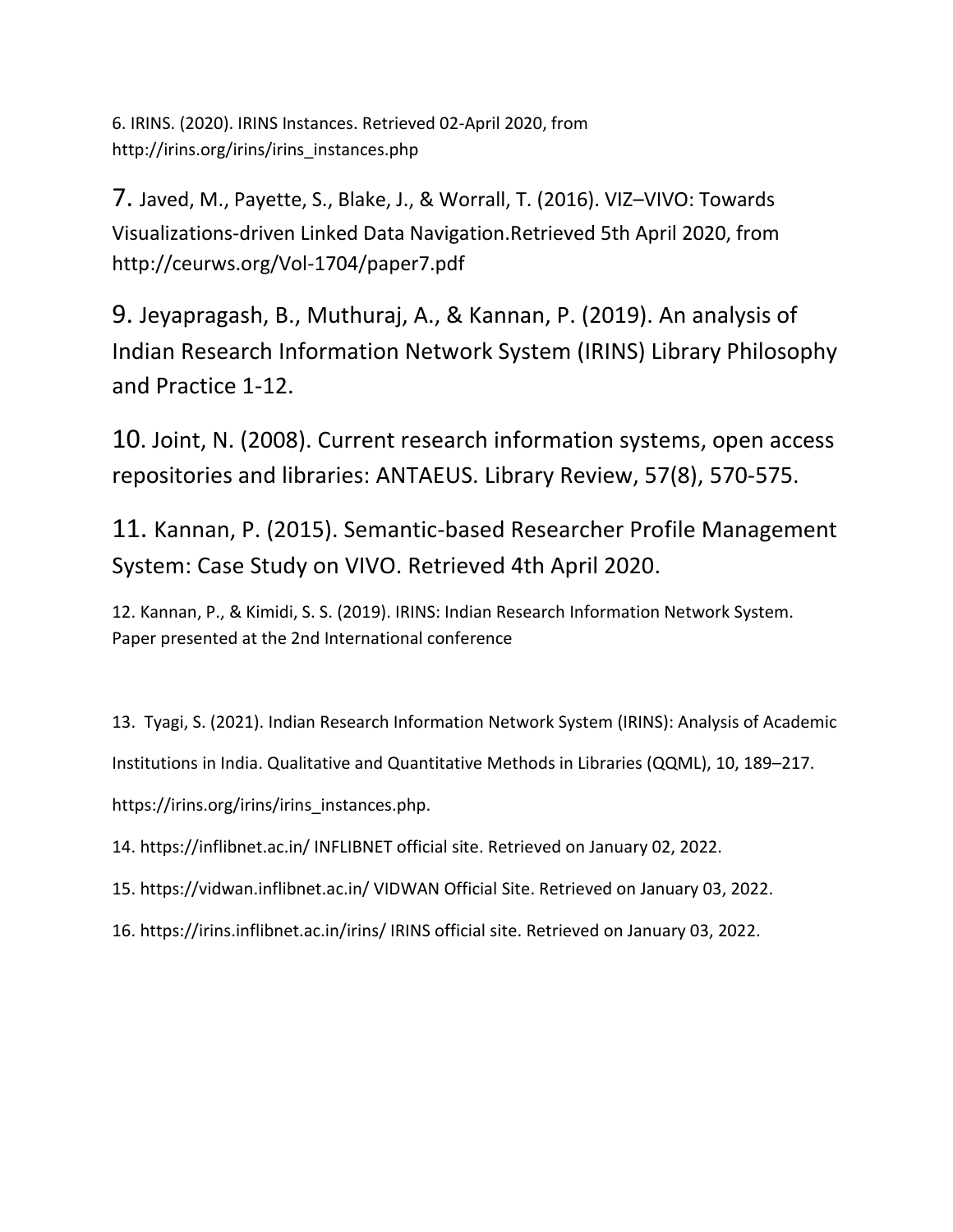6. IRINS. (2020). IRINS Instances. Retrieved 02-April 2020, from http://irins.org/irins/irins_instances.php

7. Javed, M., Payette, S., Blake, J., & Worrall, T. (2016). VIZ–VIVO: Towards Visualizations-driven Linked Data Navigation.Retrieved 5th April 2020, from http://ceurws.org/Vol-1704/paper7.pdf

9. Jeyapragash, B., Muthuraj, A., & Kannan, P. (2019). An analysis of Indian Research Information Network System (IRINS) Library Philosophy and Practice 1-12.

10. Joint, N. (2008). Current research information systems, open access repositories and libraries: ANTAEUS. Library Review, 57(8), 570-575.

11. Kannan, P. (2015). Semantic-based Researcher Profile Management System: Case Study on VIVO. Retrieved 4th April 2020.

12. Kannan, P., & Kimidi, S. S. (2019). IRINS: Indian Research Information Network System. Paper presented at the 2nd International conference

13. Tyagi, S. (2021). Indian Research Information Network System (IRINS): Analysis of Academic Institutions in India. Qualitative and Quantitative Methods in Libraries (QQML), 10, 189–217. https://irins.org/irins/irins_instances.php.

14. https://inflibnet.ac.in/ INFLIBNET official site. Retrieved on January 02, 2022.

15. https://vidwan.inflibnet.ac.in/ VIDWAN Official Site. Retrieved on January 03, 2022.

16. https://irins.inflibnet.ac.in/irins/ IRINS official site. Retrieved on January 03, 2022.